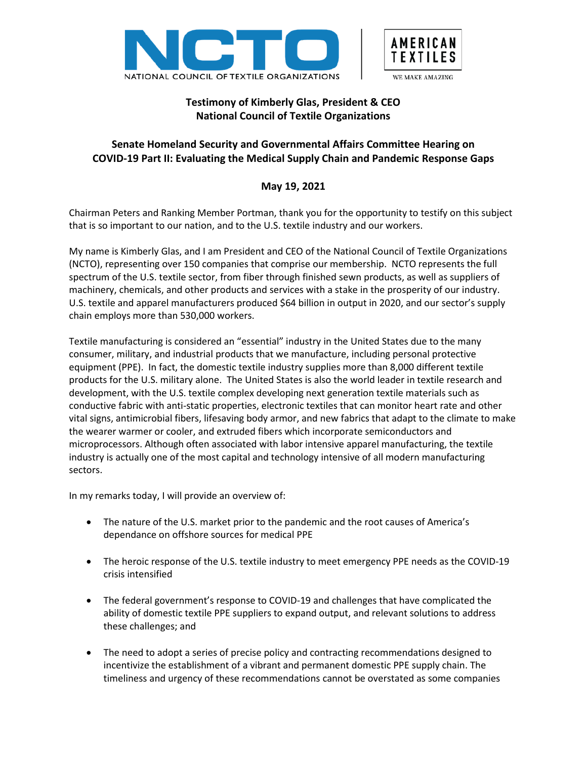NCTO NATIONAL COUNCIL OF TEXTILE ORGANIZATIONS | AMERICAN TEXTILES WE MAKE AMAZING

**Testimony of Kimberly Glas, President & CEO**
**National Council of Textile Organizations**

**Senate Homeland Security and Governmental Affairs Committee Hearing on COVID-19 Part II: Evaluating the Medical Supply Chain and Pandemic Response Gaps**

**May 19, 2021**

Chairman Peters and Ranking Member Portman, thank you for the opportunity to testify on this subject that is so important to our nation, and to the U.S. textile industry and our workers.

My name is Kimberly Glas, and I am President and CEO of the National Council of Textile Organizations (NCTO), representing over 150 companies that comprise our membership. NCTO represents the full spectrum of the U.S. textile sector, from fiber through finished sewn products, as well as suppliers of machinery, chemicals, and other products and services with a stake in the prosperity of our industry. U.S. textile and apparel manufacturers produced $64 billion in output in 2020, and our sector's supply chain employs more than 530,000 workers.

Textile manufacturing is considered an "essential" industry in the United States due to the many consumer, military, and industrial products that we manufacture, including personal protective equipment (PPE). In fact, the domestic textile industry supplies more than 8,000 different textile products for the U.S. military alone. The United States is also the world leader in textile research and development, with the U.S. textile complex developing next generation textile materials such as conductive fabric with anti-static properties, electronic textiles that can monitor heart rate and other vital signs, antimicrobial fibers, lifesaving body armor, and new fabrics that adapt to the climate to make the wearer warmer or cooler, and extruded fibers which incorporate semiconductors and microprocessors. Although often associated with labor intensive apparel manufacturing, the textile industry is actually one of the most capital and technology intensive of all modern manufacturing sectors.

In my remarks today, I will provide an overview of:

- The nature of the U.S. market prior to the pandemic and the root causes of America's dependance on offshore sources for medical PPE
- The heroic response of the U.S. textile industry to meet emergency PPE needs as the COVID-19 crisis intensified
- The federal government's response to COVID-19 and challenges that have complicated the ability of domestic textile PPE suppliers to expand output, and relevant solutions to address these challenges; and
- The need to adopt a series of precise policy and contracting recommendations designed to incentivize the establishment of a vibrant and permanent domestic PPE supply chain. The timeliness and urgency of these recommendations cannot be overstated as some companies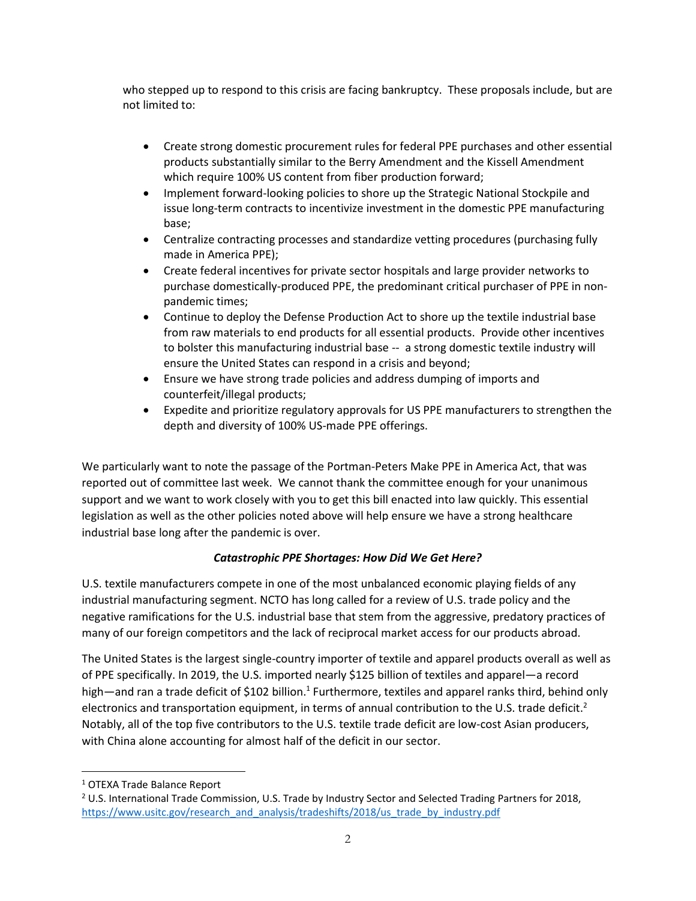who stepped up to respond to this crisis are facing bankruptcy. These proposals include, but are not limited to:

- Create strong domestic procurement rules for federal PPE purchases and other essential products substantially similar to the Berry Amendment and the Kissell Amendment which require 100% US content from fiber production forward;
- Implement forward-looking policies to shore up the Strategic National Stockpile and issue long-term contracts to incentivize investment in the domestic PPE manufacturing base;
- Centralize contracting processes and standardize vetting procedures (purchasing fully made in America PPE);
- Create federal incentives for private sector hospitals and large provider networks to purchase domestically-produced PPE, the predominant critical purchaser of PPE in non-pandemic times;
- Continue to deploy the Defense Production Act to shore up the textile industrial base from raw materials to end products for all essential products. Provide other incentives to bolster this manufacturing industrial base -- a strong domestic textile industry will ensure the United States can respond in a crisis and beyond;
- Ensure we have strong trade policies and address dumping of imports and counterfeit/illegal products;
- Expedite and prioritize regulatory approvals for US PPE manufacturers to strengthen the depth and diversity of 100% US-made PPE offerings.

We particularly want to note the passage of the Portman-Peters Make PPE in America Act, that was reported out of committee last week. We cannot thank the committee enough for your unanimous support and we want to work closely with you to get this bill enacted into law quickly. This essential legislation as well as the other policies noted above will help ensure we have a strong healthcare industrial base long after the pandemic is over.

***Catastrophic PPE Shortages: How Did We Get Here?***

U.S. textile manufacturers compete in one of the most unbalanced economic playing fields of any industrial manufacturing segment. NCTO has long called for a review of U.S. trade policy and the negative ramifications for the U.S. industrial base that stem from the aggressive, predatory practices of many of our foreign competitors and the lack of reciprocal market access for our products abroad.

The United States is the largest single-country importer of textile and apparel products overall as well as of PPE specifically. In 2019, the U.S. imported nearly $125 billion of textiles and apparel—a record high—and ran a trade deficit of $102 billion.[1] Furthermore, textiles and apparel ranks third, behind only electronics and transportation equipment, in terms of annual contribution to the U.S. trade deficit.[2] Notably, all of the top five contributors to the U.S. textile trade deficit are low-cost Asian producers, with China alone accounting for almost half of the deficit in our sector.

---

[1] OTEXA Trade Balance Report

[2] U.S. International Trade Commission, U.S. Trade by Industry Sector and Selected Trading Partners for 2018, https://www.usitc.gov/research_and_analysis/tradeshifts/2018/us_trade_by_industry.pdf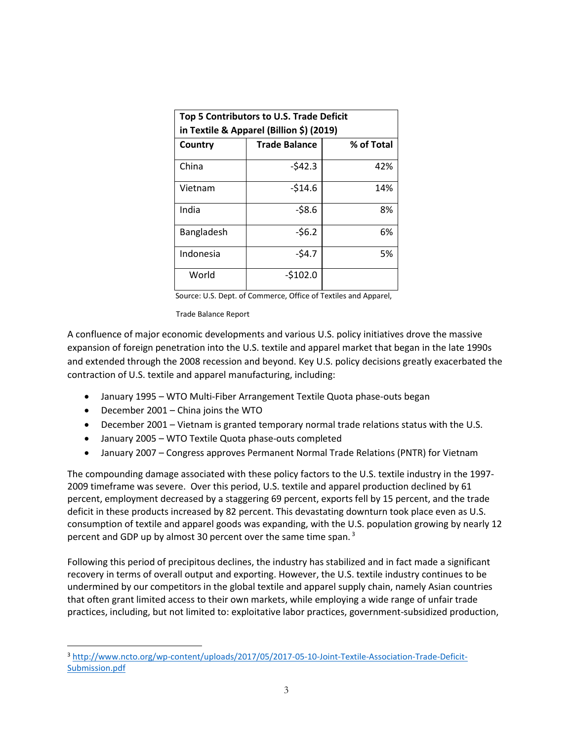| **Top 5 Contributors to U.S. Trade Deficit in Textile & Apparel (Billion $) (2019)** | | |
|---|---|---|
| **Country** | **Trade Balance** | **% of Total** |
| China | -$42.3 | 42% |
| Vietnam | -$14.6 | 14% |
| India | -$8.6 | 8% |
| Bangladesh | -$6.2 | 6% |
| Indonesia | -$4.7 | 5% |
| World | -$102.0 | |

Source: U.S. Dept. of Commerce, Office of Textiles and Apparel, Trade Balance Report

A confluence of major economic developments and various U.S. policy initiatives drove the massive expansion of foreign penetration into the U.S. textile and apparel market that began in the late 1990s and extended through the 2008 recession and beyond. Key U.S. policy decisions greatly exacerbated the contraction of U.S. textile and apparel manufacturing, including:

- January 1995 – WTO Multi-Fiber Arrangement Textile Quota phase-outs began
- December 2001 – China joins the WTO
- December 2001 – Vietnam is granted temporary normal trade relations status with the U.S.
- January 2005 – WTO Textile Quota phase-outs completed
- January 2007 – Congress approves Permanent Normal Trade Relations (PNTR) for Vietnam

The compounding damage associated with these policy factors to the U.S. textile industry in the 1997-2009 timeframe was severe. Over this period, U.S. textile and apparel production declined by 61 percent, employment decreased by a staggering 69 percent, exports fell by 15 percent, and the trade deficit in these products increased by 82 percent. This devastating downturn took place even as U.S. consumption of textile and apparel goods was expanding, with the U.S. population growing by nearly 12 percent and GDP up by almost 30 percent over the same time span. [3]

Following this period of precipitous declines, the industry has stabilized and in fact made a significant recovery in terms of overall output and exporting. However, the U.S. textile industry continues to be undermined by our competitors in the global textile and apparel supply chain, namely Asian countries that often grant limited access to their own markets, while employing a wide range of unfair trade practices, including, but not limited to: exploitative labor practices, government-subsidized production,

[3] http://www.ncto.org/wp-content/uploads/2017/05/2017-05-10-Joint-Textile-Association-Trade-Deficit-Submission.pdf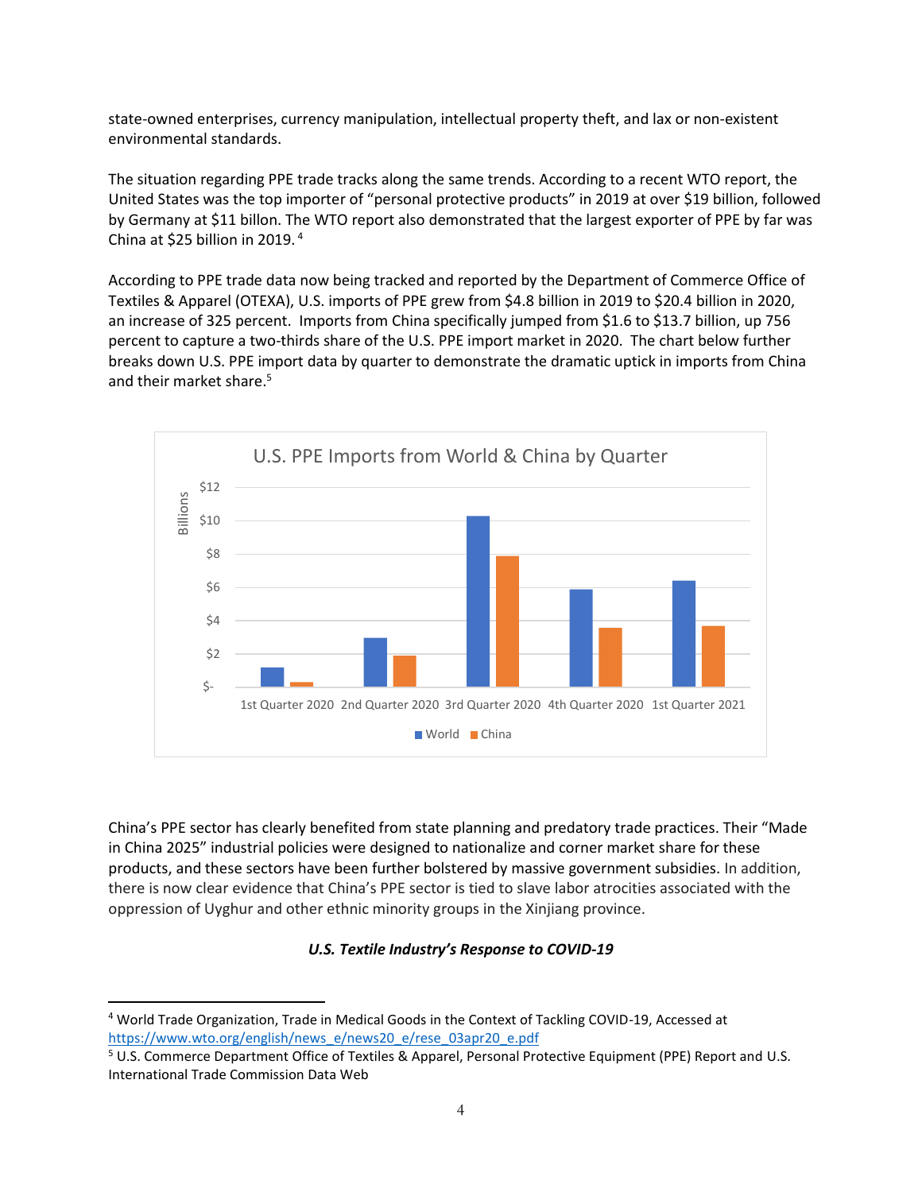state-owned enterprises, currency manipulation, intellectual property theft, and lax or non-existent environmental standards.

The situation regarding PPE trade tracks along the same trends. According to a recent WTO report, the United States was the top importer of "personal protective products" in 2019 at over $19 billion, followed by Germany at $11 billon. The WTO report also demonstrated that the largest exporter of PPE by far was China at $25 billion in 2019.[4]

According to PPE trade data now being tracked and reported by the Department of Commerce Office of Textiles & Apparel (OTEXA), U.S. imports of PPE grew from $4.8 billion in 2019 to $20.4 billion in 2020, an increase of 325 percent. Imports from China specifically jumped from $1.6 to $13.7 billion, up 756 percent to capture a two-thirds share of the U.S. PPE import market in 2020. The chart below further breaks down U.S. PPE import data by quarter to demonstrate the dramatic uptick in imports from China and their market share.[5]

U.S. PPE Imports from World & China by Quarter

China's PPE sector has clearly benefited from state planning and predatory trade practices. Their "Made in China 2025" industrial policies were designed to nationalize and corner market share for these products, and these sectors have been further bolstered by massive government subsidies. In addition, there is now clear evidence that China's PPE sector is tied to slave labor atrocities associated with the oppression of Uyghur and other ethnic minority groups in the Xinjiang province.

### *U.S. Textile Industry's Response to COVID-19*

---

[4] World Trade Organization, Trade in Medical Goods in the Context of Tackling COVID-19, Accessed at https://www.wto.org/english/news_e/news20_e/rese_03apr20_e.pdf

[5] U.S. Commerce Department Office of Textiles & Apparel, Personal Protective Equipment (PPE) Report and U.S. International Trade Commission Data Web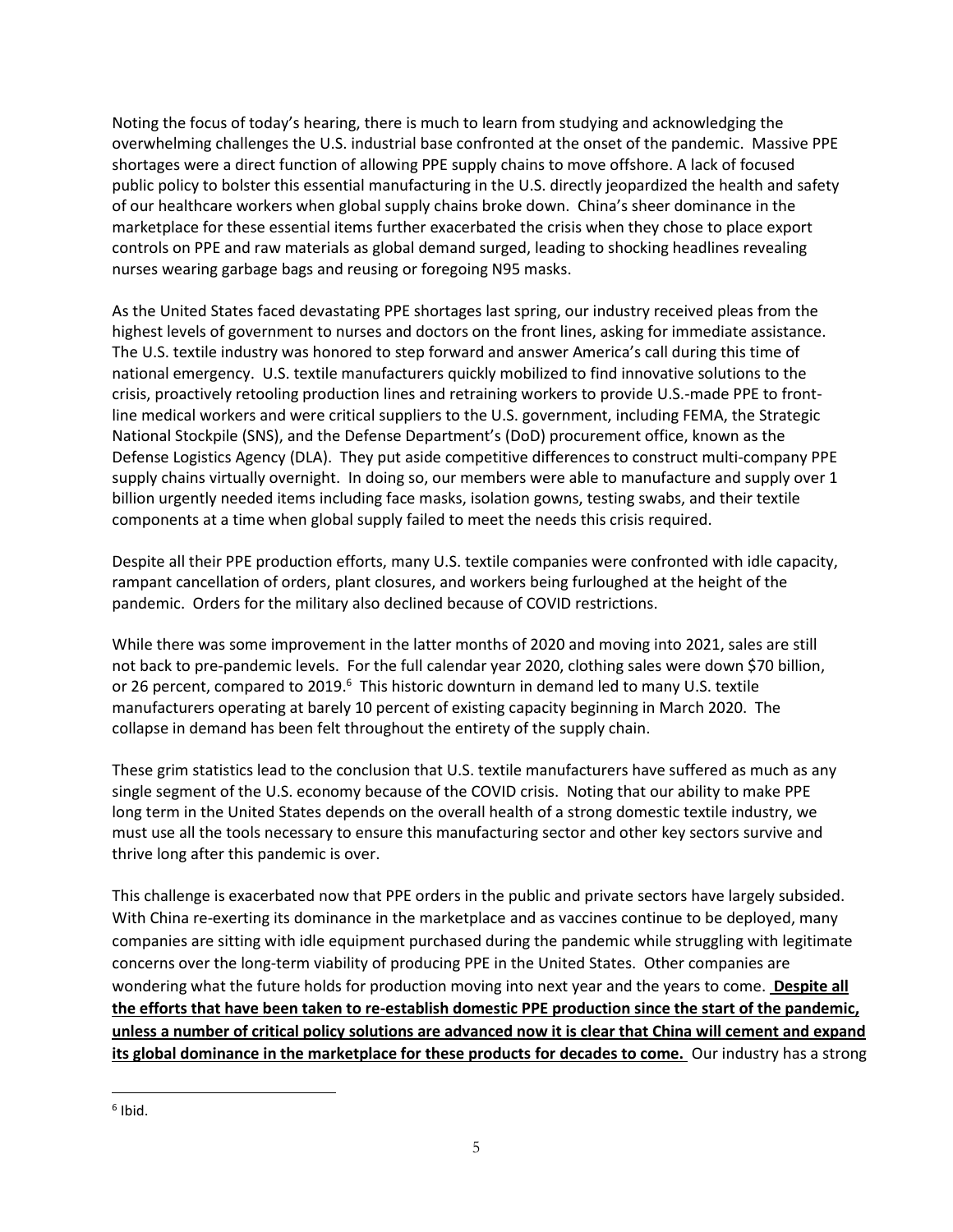Noting the focus of today's hearing, there is much to learn from studying and acknowledging the overwhelming challenges the U.S. industrial base confronted at the onset of the pandemic. Massive PPE shortages were a direct function of allowing PPE supply chains to move offshore. A lack of focused public policy to bolster this essential manufacturing in the U.S. directly jeopardized the health and safety of our healthcare workers when global supply chains broke down. China's sheer dominance in the marketplace for these essential items further exacerbated the crisis when they chose to place export controls on PPE and raw materials as global demand surged, leading to shocking headlines revealing nurses wearing garbage bags and reusing or foregoing N95 masks.

As the United States faced devastating PPE shortages last spring, our industry received pleas from the highest levels of government to nurses and doctors on the front lines, asking for immediate assistance. The U.S. textile industry was honored to step forward and answer America's call during this time of national emergency. U.S. textile manufacturers quickly mobilized to find innovative solutions to the crisis, proactively retooling production lines and retraining workers to provide U.S.-made PPE to front-line medical workers and were critical suppliers to the U.S. government, including FEMA, the Strategic National Stockpile (SNS), and the Defense Department's (DoD) procurement office, known as the Defense Logistics Agency (DLA). They put aside competitive differences to construct multi-company PPE supply chains virtually overnight. In doing so, our members were able to manufacture and supply over 1 billion urgently needed items including face masks, isolation gowns, testing swabs, and their textile components at a time when global supply failed to meet the needs this crisis required.

Despite all their PPE production efforts, many U.S. textile companies were confronted with idle capacity, rampant cancellation of orders, plant closures, and workers being furloughed at the height of the pandemic. Orders for the military also declined because of COVID restrictions.

While there was some improvement in the latter months of 2020 and moving into 2021, sales are still not back to pre-pandemic levels. For the full calendar year 2020, clothing sales were down $70 billion, or 26 percent, compared to 2019.[6] This historic downturn in demand led to many U.S. textile manufacturers operating at barely 10 percent of existing capacity beginning in March 2020. The collapse in demand has been felt throughout the entirety of the supply chain.

These grim statistics lead to the conclusion that U.S. textile manufacturers have suffered as much as any single segment of the U.S. economy because of the COVID crisis. Noting that our ability to make PPE long term in the United States depends on the overall health of a strong domestic textile industry, we must use all the tools necessary to ensure this manufacturing sector and other key sectors survive and thrive long after this pandemic is over.

This challenge is exacerbated now that PPE orders in the public and private sectors have largely subsided. With China re-exerting its dominance in the marketplace and as vaccines continue to be deployed, many companies are sitting with idle equipment purchased during the pandemic while struggling with legitimate concerns over the long-term viability of producing PPE in the United States. Other companies are wondering what the future holds for production moving into next year and the years to come. **Despite all the efforts that have been taken to re-establish domestic PPE production since the start of the pandemic, unless a number of critical policy solutions are advanced now it is clear that China will cement and expand its global dominance in the marketplace for these products for decades to come.** Our industry has a strong

[6] Ibid.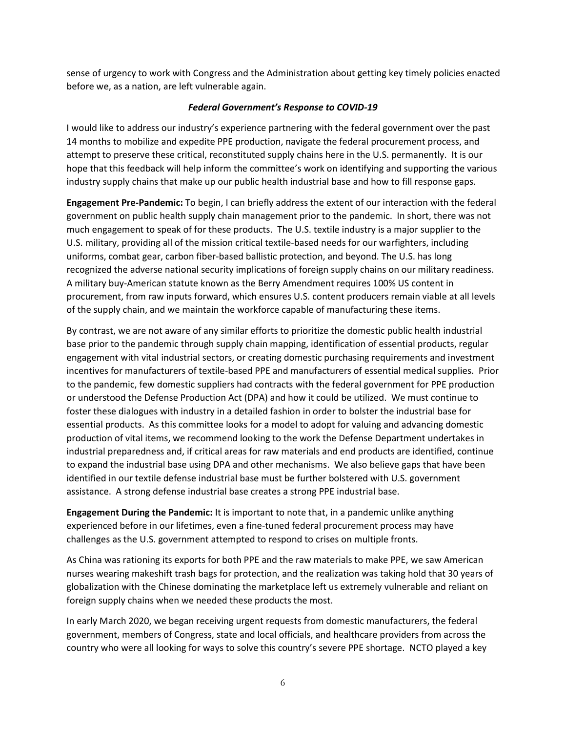sense of urgency to work with Congress and the Administration about getting key timely policies enacted before we, as a nation, are left vulnerable again.

### *Federal Government's Response to COVID-19*

I would like to address our industry's experience partnering with the federal government over the past 14 months to mobilize and expedite PPE production, navigate the federal procurement process, and attempt to preserve these critical, reconstituted supply chains here in the U.S. permanently. It is our hope that this feedback will help inform the committee's work on identifying and supporting the various industry supply chains that make up our public health industrial base and how to fill response gaps.

**Engagement Pre-Pandemic:** To begin, I can briefly address the extent of our interaction with the federal government on public health supply chain management prior to the pandemic. In short, there was not much engagement to speak of for these products. The U.S. textile industry is a major supplier to the U.S. military, providing all of the mission critical textile-based needs for our warfighters, including uniforms, combat gear, carbon fiber-based ballistic protection, and beyond. The U.S. has long recognized the adverse national security implications of foreign supply chains on our military readiness. A military buy-American statute known as the Berry Amendment requires 100% US content in procurement, from raw inputs forward, which ensures U.S. content producers remain viable at all levels of the supply chain, and we maintain the workforce capable of manufacturing these items.

By contrast, we are not aware of any similar efforts to prioritize the domestic public health industrial base prior to the pandemic through supply chain mapping, identification of essential products, regular engagement with vital industrial sectors, or creating domestic purchasing requirements and investment incentives for manufacturers of textile-based PPE and manufacturers of essential medical supplies. Prior to the pandemic, few domestic suppliers had contracts with the federal government for PPE production or understood the Defense Production Act (DPA) and how it could be utilized. We must continue to foster these dialogues with industry in a detailed fashion in order to bolster the industrial base for essential products. As this committee looks for a model to adopt for valuing and advancing domestic production of vital items, we recommend looking to the work the Defense Department undertakes in industrial preparedness and, if critical areas for raw materials and end products are identified, continue to expand the industrial base using DPA and other mechanisms. We also believe gaps that have been identified in our textile defense industrial base must be further bolstered with U.S. government assistance. A strong defense industrial base creates a strong PPE industrial base.

**Engagement During the Pandemic:** It is important to note that, in a pandemic unlike anything experienced before in our lifetimes, even a fine-tuned federal procurement process may have challenges as the U.S. government attempted to respond to crises on multiple fronts.

As China was rationing its exports for both PPE and the raw materials to make PPE, we saw American nurses wearing makeshift trash bags for protection, and the realization was taking hold that 30 years of globalization with the Chinese dominating the marketplace left us extremely vulnerable and reliant on foreign supply chains when we needed these products the most.

In early March 2020, we began receiving urgent requests from domestic manufacturers, the federal government, members of Congress, state and local officials, and healthcare providers from across the country who were all looking for ways to solve this country's severe PPE shortage. NCTO played a key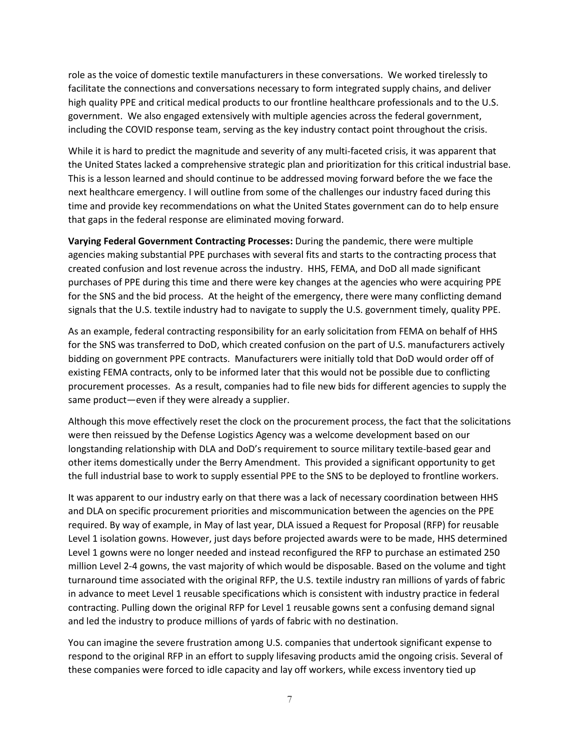role as the voice of domestic textile manufacturers in these conversations. We worked tirelessly to facilitate the connections and conversations necessary to form integrated supply chains, and deliver high quality PPE and critical medical products to our frontline healthcare professionals and to the U.S. government. We also engaged extensively with multiple agencies across the federal government, including the COVID response team, serving as the key industry contact point throughout the crisis.

While it is hard to predict the magnitude and severity of any multi-faceted crisis, it was apparent that the United States lacked a comprehensive strategic plan and prioritization for this critical industrial base. This is a lesson learned and should continue to be addressed moving forward before the we face the next healthcare emergency. I will outline from some of the challenges our industry faced during this time and provide key recommendations on what the United States government can do to help ensure that gaps in the federal response are eliminated moving forward.

**Varying Federal Government Contracting Processes:** During the pandemic, there were multiple agencies making substantial PPE purchases with several fits and starts to the contracting process that created confusion and lost revenue across the industry. HHS, FEMA, and DoD all made significant purchases of PPE during this time and there were key changes at the agencies who were acquiring PPE for the SNS and the bid process. At the height of the emergency, there were many conflicting demand signals that the U.S. textile industry had to navigate to supply the U.S. government timely, quality PPE.

As an example, federal contracting responsibility for an early solicitation from FEMA on behalf of HHS for the SNS was transferred to DoD, which created confusion on the part of U.S. manufacturers actively bidding on government PPE contracts. Manufacturers were initially told that DoD would order off of existing FEMA contracts, only to be informed later that this would not be possible due to conflicting procurement processes. As a result, companies had to file new bids for different agencies to supply the same product—even if they were already a supplier.

Although this move effectively reset the clock on the procurement process, the fact that the solicitations were then reissued by the Defense Logistics Agency was a welcome development based on our longstanding relationship with DLA and DoD's requirement to source military textile-based gear and other items domestically under the Berry Amendment. This provided a significant opportunity to get the full industrial base to work to supply essential PPE to the SNS to be deployed to frontline workers.

It was apparent to our industry early on that there was a lack of necessary coordination between HHS and DLA on specific procurement priorities and miscommunication between the agencies on the PPE required. By way of example, in May of last year, DLA issued a Request for Proposal (RFP) for reusable Level 1 isolation gowns. However, just days before projected awards were to be made, HHS determined Level 1 gowns were no longer needed and instead reconfigured the RFP to purchase an estimated 250 million Level 2-4 gowns, the vast majority of which would be disposable. Based on the volume and tight turnaround time associated with the original RFP, the U.S. textile industry ran millions of yards of fabric in advance to meet Level 1 reusable specifications which is consistent with industry practice in federal contracting. Pulling down the original RFP for Level 1 reusable gowns sent a confusing demand signal and led the industry to produce millions of yards of fabric with no destination.

You can imagine the severe frustration among U.S. companies that undertook significant expense to respond to the original RFP in an effort to supply lifesaving products amid the ongoing crisis. Several of these companies were forced to idle capacity and lay off workers, while excess inventory tied up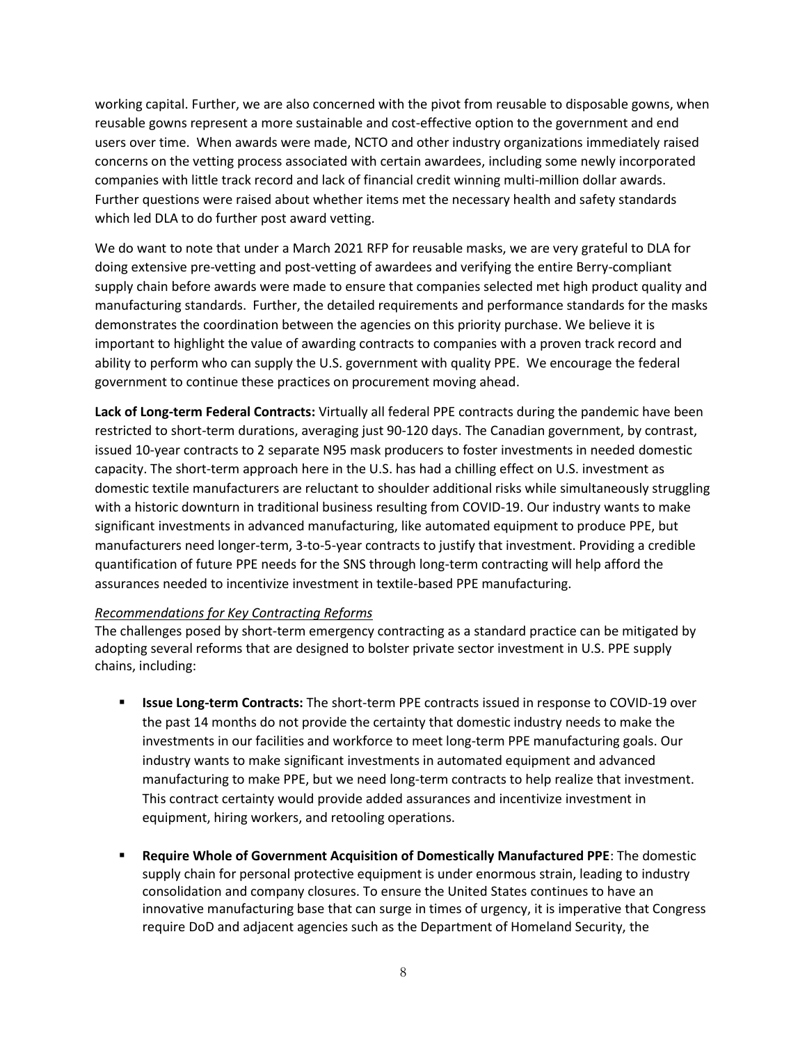working capital. Further, we are also concerned with the pivot from reusable to disposable gowns, when reusable gowns represent a more sustainable and cost-effective option to the government and end users over time. When awards were made, NCTO and other industry organizations immediately raised concerns on the vetting process associated with certain awardees, including some newly incorporated companies with little track record and lack of financial credit winning multi-million dollar awards. Further questions were raised about whether items met the necessary health and safety standards which led DLA to do further post award vetting.

We do want to note that under a March 2021 RFP for reusable masks, we are very grateful to DLA for doing extensive pre-vetting and post-vetting of awardees and verifying the entire Berry-compliant supply chain before awards were made to ensure that companies selected met high product quality and manufacturing standards. Further, the detailed requirements and performance standards for the masks demonstrates the coordination between the agencies on this priority purchase. We believe it is important to highlight the value of awarding contracts to companies with a proven track record and ability to perform who can supply the U.S. government with quality PPE. We encourage the federal government to continue these practices on procurement moving ahead.

**Lack of Long-term Federal Contracts:** Virtually all federal PPE contracts during the pandemic have been restricted to short-term durations, averaging just 90-120 days. The Canadian government, by contrast, issued 10-year contracts to 2 separate N95 mask producers to foster investments in needed domestic capacity. The short-term approach here in the U.S. has had a chilling effect on U.S. investment as domestic textile manufacturers are reluctant to shoulder additional risks while simultaneously struggling with a historic downturn in traditional business resulting from COVID-19. Our industry wants to make significant investments in advanced manufacturing, like automated equipment to produce PPE, but manufacturers need longer-term, 3-to-5-year contracts to justify that investment. Providing a credible quantification of future PPE needs for the SNS through long-term contracting will help afford the assurances needed to incentivize investment in textile-based PPE manufacturing.

*Recommendations for Key Contracting Reforms*

The challenges posed by short-term emergency contracting as a standard practice can be mitigated by adopting several reforms that are designed to bolster private sector investment in U.S. PPE supply chains, including:

- **Issue Long-term Contracts:** The short-term PPE contracts issued in response to COVID-19 over the past 14 months do not provide the certainty that domestic industry needs to make the investments in our facilities and workforce to meet long-term PPE manufacturing goals. Our industry wants to make significant investments in automated equipment and advanced manufacturing to make PPE, but we need long-term contracts to help realize that investment. This contract certainty would provide added assurances and incentivize investment in equipment, hiring workers, and retooling operations.

- **Require Whole of Government Acquisition of Domestically Manufactured PPE**: The domestic supply chain for personal protective equipment is under enormous strain, leading to industry consolidation and company closures. To ensure the United States continues to have an innovative manufacturing base that can surge in times of urgency, it is imperative that Congress require DoD and adjacent agencies such as the Department of Homeland Security, the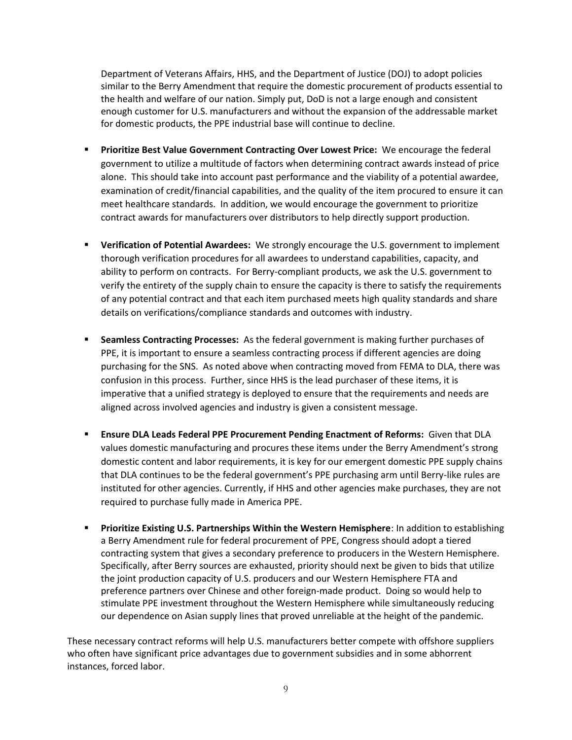Department of Veterans Affairs, HHS, and the Department of Justice (DOJ) to adopt policies similar to the Berry Amendment that require the domestic procurement of products essential to the health and welfare of our nation. Simply put, DoD is not a large enough and consistent enough customer for U.S. manufacturers and without the expansion of the addressable market for domestic products, the PPE industrial base will continue to decline.

- **Prioritize Best Value Government Contracting Over Lowest Price:** We encourage the federal government to utilize a multitude of factors when determining contract awards instead of price alone. This should take into account past performance and the viability of a potential awardee, examination of credit/financial capabilities, and the quality of the item procured to ensure it can meet healthcare standards. In addition, we would encourage the government to prioritize contract awards for manufacturers over distributors to help directly support production.

- **Verification of Potential Awardees:** We strongly encourage the U.S. government to implement thorough verification procedures for all awardees to understand capabilities, capacity, and ability to perform on contracts. For Berry-compliant products, we ask the U.S. government to verify the entirety of the supply chain to ensure the capacity is there to satisfy the requirements of any potential contract and that each item purchased meets high quality standards and share details on verifications/compliance standards and outcomes with industry.

- **Seamless Contracting Processes:** As the federal government is making further purchases of PPE, it is important to ensure a seamless contracting process if different agencies are doing purchasing for the SNS. As noted above when contracting moved from FEMA to DLA, there was confusion in this process. Further, since HHS is the lead purchaser of these items, it is imperative that a unified strategy is deployed to ensure that the requirements and needs are aligned across involved agencies and industry is given a consistent message.

- **Ensure DLA Leads Federal PPE Procurement Pending Enactment of Reforms:** Given that DLA values domestic manufacturing and procures these items under the Berry Amendment's strong domestic content and labor requirements, it is key for our emergent domestic PPE supply chains that DLA continues to be the federal government's PPE purchasing arm until Berry-like rules are instituted for other agencies. Currently, if HHS and other agencies make purchases, they are not required to purchase fully made in America PPE.

- **Prioritize Existing U.S. Partnerships Within the Western Hemisphere**: In addition to establishing a Berry Amendment rule for federal procurement of PPE, Congress should adopt a tiered contracting system that gives a secondary preference to producers in the Western Hemisphere. Specifically, after Berry sources are exhausted, priority should next be given to bids that utilize the joint production capacity of U.S. producers and our Western Hemisphere FTA and preference partners over Chinese and other foreign-made product. Doing so would help to stimulate PPE investment throughout the Western Hemisphere while simultaneously reducing our dependence on Asian supply lines that proved unreliable at the height of the pandemic.

These necessary contract reforms will help U.S. manufacturers better compete with offshore suppliers who often have significant price advantages due to government subsidies and in some abhorrent instances, forced labor.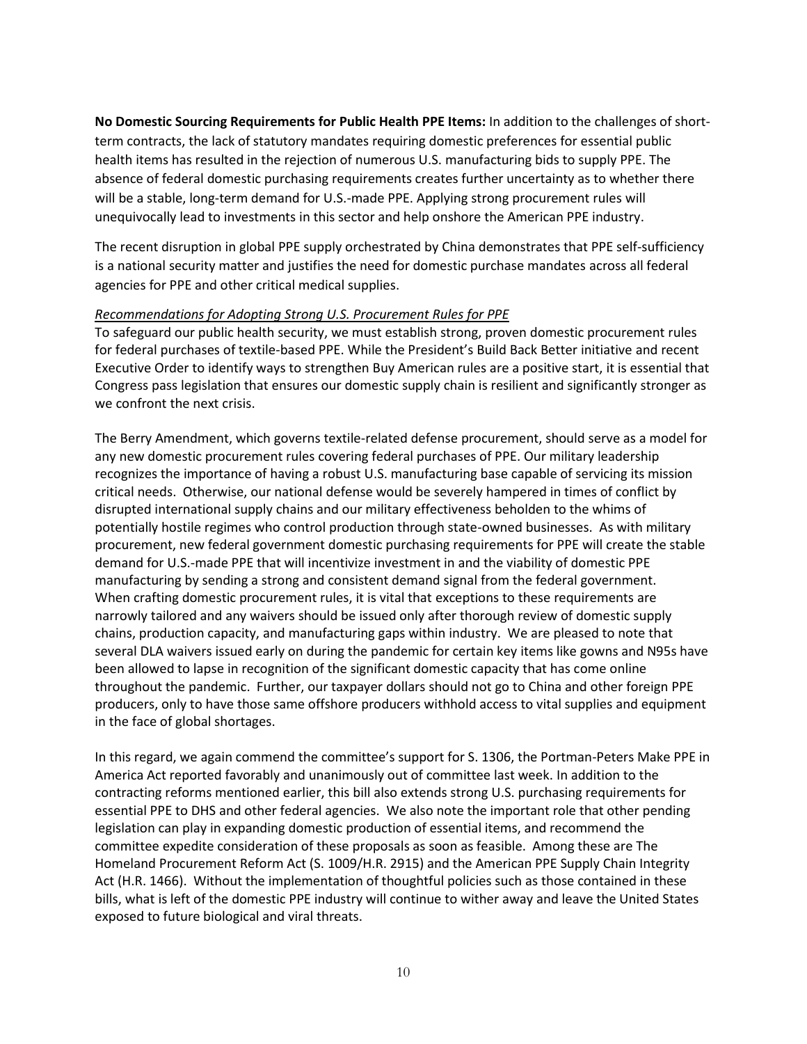**No Domestic Sourcing Requirements for Public Health PPE Items:** In addition to the challenges of short-term contracts, the lack of statutory mandates requiring domestic preferences for essential public health items has resulted in the rejection of numerous U.S. manufacturing bids to supply PPE. The absence of federal domestic purchasing requirements creates further uncertainty as to whether there will be a stable, long-term demand for U.S.-made PPE. Applying strong procurement rules will unequivocally lead to investments in this sector and help onshore the American PPE industry.

The recent disruption in global PPE supply orchestrated by China demonstrates that PPE self-sufficiency is a national security matter and justifies the need for domestic purchase mandates across all federal agencies for PPE and other critical medical supplies.

*Recommendations for Adopting Strong U.S. Procurement Rules for PPE*

To safeguard our public health security, we must establish strong, proven domestic procurement rules for federal purchases of textile-based PPE. While the President's Build Back Better initiative and recent Executive Order to identify ways to strengthen Buy American rules are a positive start, it is essential that Congress pass legislation that ensures our domestic supply chain is resilient and significantly stronger as we confront the next crisis.

The Berry Amendment, which governs textile-related defense procurement, should serve as a model for any new domestic procurement rules covering federal purchases of PPE. Our military leadership recognizes the importance of having a robust U.S. manufacturing base capable of servicing its mission critical needs. Otherwise, our national defense would be severely hampered in times of conflict by disrupted international supply chains and our military effectiveness beholden to the whims of potentially hostile regimes who control production through state-owned businesses. As with military procurement, new federal government domestic purchasing requirements for PPE will create the stable demand for U.S.-made PPE that will incentivize investment in and the viability of domestic PPE manufacturing by sending a strong and consistent demand signal from the federal government. When crafting domestic procurement rules, it is vital that exceptions to these requirements are narrowly tailored and any waivers should be issued only after thorough review of domestic supply chains, production capacity, and manufacturing gaps within industry. We are pleased to note that several DLA waivers issued early on during the pandemic for certain key items like gowns and N95s have been allowed to lapse in recognition of the significant domestic capacity that has come online throughout the pandemic. Further, our taxpayer dollars should not go to China and other foreign PPE producers, only to have those same offshore producers withhold access to vital supplies and equipment in the face of global shortages.

In this regard, we again commend the committee's support for S. 1306, the Portman-Peters Make PPE in America Act reported favorably and unanimously out of committee last week. In addition to the contracting reforms mentioned earlier, this bill also extends strong U.S. purchasing requirements for essential PPE to DHS and other federal agencies. We also note the important role that other pending legislation can play in expanding domestic production of essential items, and recommend the committee expedite consideration of these proposals as soon as feasible. Among these are The Homeland Procurement Reform Act (S. 1009/H.R. 2915) and the American PPE Supply Chain Integrity Act (H.R. 1466). Without the implementation of thoughtful policies such as those contained in these bills, what is left of the domestic PPE industry will continue to wither away and leave the United States exposed to future biological and viral threats.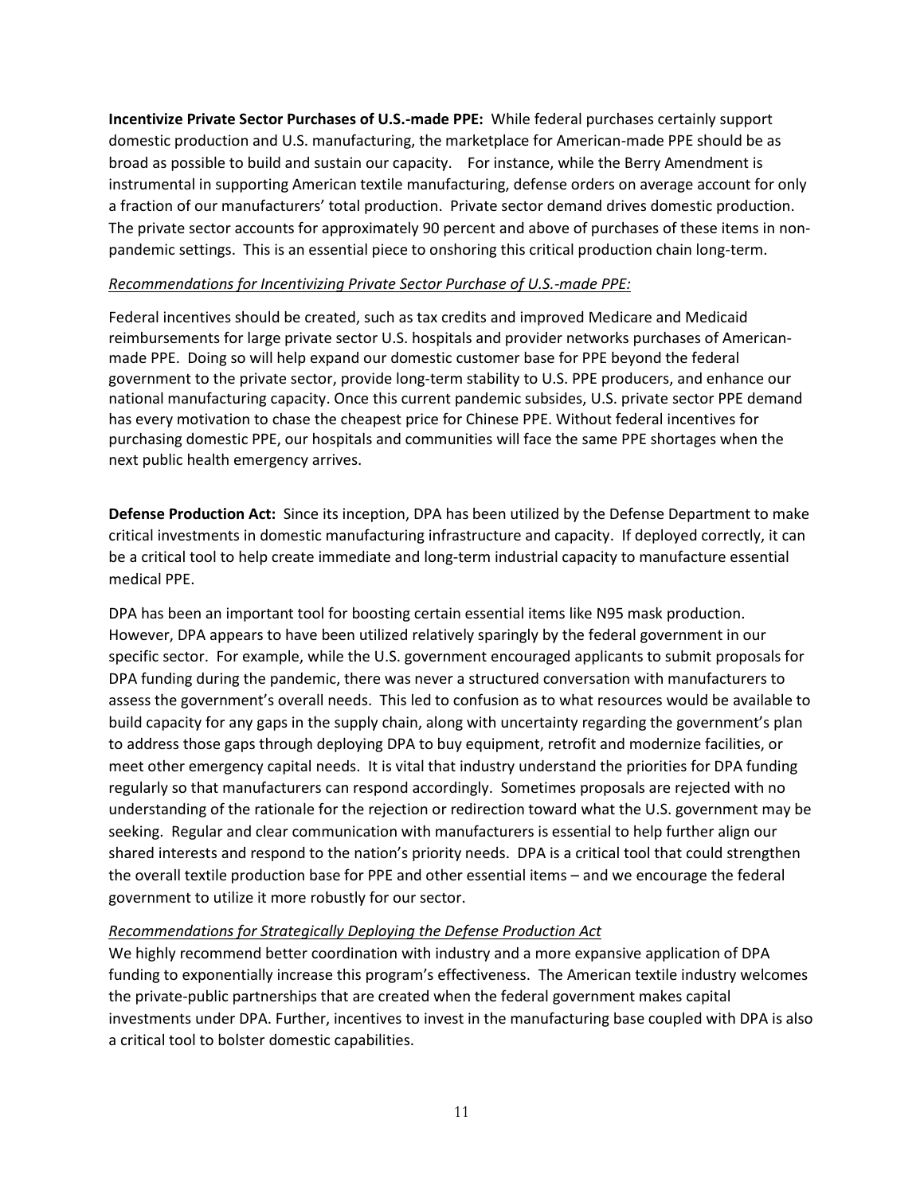**Incentivize Private Sector Purchases of U.S.-made PPE:** While federal purchases certainly support domestic production and U.S. manufacturing, the marketplace for American-made PPE should be as broad as possible to build and sustain our capacity. For instance, while the Berry Amendment is instrumental in supporting American textile manufacturing, defense orders on average account for only a fraction of our manufacturers' total production. Private sector demand drives domestic production. The private sector accounts for approximately 90 percent and above of purchases of these items in non-pandemic settings. This is an essential piece to onshoring this critical production chain long-term.

*Recommendations for Incentivizing Private Sector Purchase of U.S.-made PPE:*

Federal incentives should be created, such as tax credits and improved Medicare and Medicaid reimbursements for large private sector U.S. hospitals and provider networks purchases of American-made PPE. Doing so will help expand our domestic customer base for PPE beyond the federal government to the private sector, provide long-term stability to U.S. PPE producers, and enhance our national manufacturing capacity. Once this current pandemic subsides, U.S. private sector PPE demand has every motivation to chase the cheapest price for Chinese PPE. Without federal incentives for purchasing domestic PPE, our hospitals and communities will face the same PPE shortages when the next public health emergency arrives.

**Defense Production Act:** Since its inception, DPA has been utilized by the Defense Department to make critical investments in domestic manufacturing infrastructure and capacity. If deployed correctly, it can be a critical tool to help create immediate and long-term industrial capacity to manufacture essential medical PPE.

DPA has been an important tool for boosting certain essential items like N95 mask production. However, DPA appears to have been utilized relatively sparingly by the federal government in our specific sector. For example, while the U.S. government encouraged applicants to submit proposals for DPA funding during the pandemic, there was never a structured conversation with manufacturers to assess the government's overall needs. This led to confusion as to what resources would be available to build capacity for any gaps in the supply chain, along with uncertainty regarding the government's plan to address those gaps through deploying DPA to buy equipment, retrofit and modernize facilities, or meet other emergency capital needs. It is vital that industry understand the priorities for DPA funding regularly so that manufacturers can respond accordingly. Sometimes proposals are rejected with no understanding of the rationale for the rejection or redirection toward what the U.S. government may be seeking. Regular and clear communication with manufacturers is essential to help further align our shared interests and respond to the nation's priority needs. DPA is a critical tool that could strengthen the overall textile production base for PPE and other essential items – and we encourage the federal government to utilize it more robustly for our sector.

*Recommendations for Strategically Deploying the Defense Production Act*

We highly recommend better coordination with industry and a more expansive application of DPA funding to exponentially increase this program's effectiveness. The American textile industry welcomes the private-public partnerships that are created when the federal government makes capital investments under DPA. Further, incentives to invest in the manufacturing base coupled with DPA is also a critical tool to bolster domestic capabilities.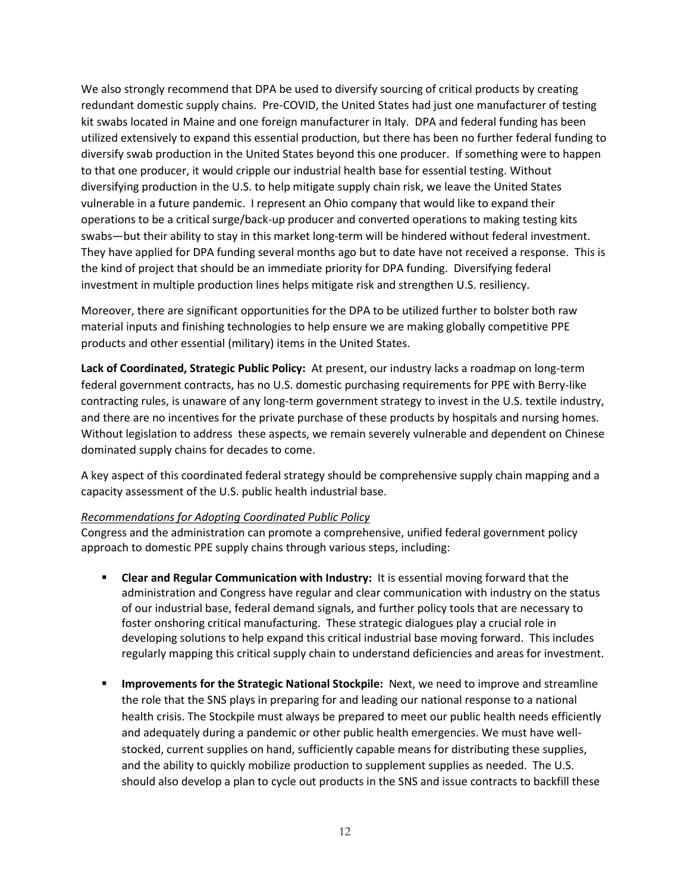We also strongly recommend that DPA be used to diversify sourcing of critical products by creating redundant domestic supply chains. Pre-COVID, the United States had just one manufacturer of testing kit swabs located in Maine and one foreign manufacturer in Italy. DPA and federal funding has been utilized extensively to expand this essential production, but there has been no further federal funding to diversify swab production in the United States beyond this one producer. If something were to happen to that one producer, it would cripple our industrial health base for essential testing. Without diversifying production in the U.S. to help mitigate supply chain risk, we leave the United States vulnerable in a future pandemic. I represent an Ohio company that would like to expand their operations to be a critical surge/back-up producer and converted operations to making testing kits swabs—but their ability to stay in this market long-term will be hindered without federal investment. They have applied for DPA funding several months ago but to date have not received a response. This is the kind of project that should be an immediate priority for DPA funding. Diversifying federal investment in multiple production lines helps mitigate risk and strengthen U.S. resiliency.

Moreover, there are significant opportunities for the DPA to be utilized further to bolster both raw material inputs and finishing technologies to help ensure we are making globally competitive PPE products and other essential (military) items in the United States.

**Lack of Coordinated, Strategic Public Policy:** At present, our industry lacks a roadmap on long-term federal government contracts, has no U.S. domestic purchasing requirements for PPE with Berry-like contracting rules, is unaware of any long-term government strategy to invest in the U.S. textile industry, and there are no incentives for the private purchase of these products by hospitals and nursing homes. Without legislation to address these aspects, we remain severely vulnerable and dependent on Chinese dominated supply chains for decades to come.

A key aspect of this coordinated federal strategy should be comprehensive supply chain mapping and a capacity assessment of the U.S. public health industrial base.

*Recommendations for Adopting Coordinated Public Policy*

Congress and the administration can promote a comprehensive, unified federal government policy approach to domestic PPE supply chains through various steps, including:

- **Clear and Regular Communication with Industry:** It is essential moving forward that the administration and Congress have regular and clear communication with industry on the status of our industrial base, federal demand signals, and further policy tools that are necessary to foster onshoring critical manufacturing. These strategic dialogues play a crucial role in developing solutions to help expand this critical industrial base moving forward. This includes regularly mapping this critical supply chain to understand deficiencies and areas for investment.

- **Improvements for the Strategic National Stockpile:** Next, we need to improve and streamline the role that the SNS plays in preparing for and leading our national response to a national health crisis. The Stockpile must always be prepared to meet our public health needs efficiently and adequately during a pandemic or other public health emergencies. We must have well-stocked, current supplies on hand, sufficiently capable means for distributing these supplies, and the ability to quickly mobilize production to supplement supplies as needed. The U.S. should also develop a plan to cycle out products in the SNS and issue contracts to backfill these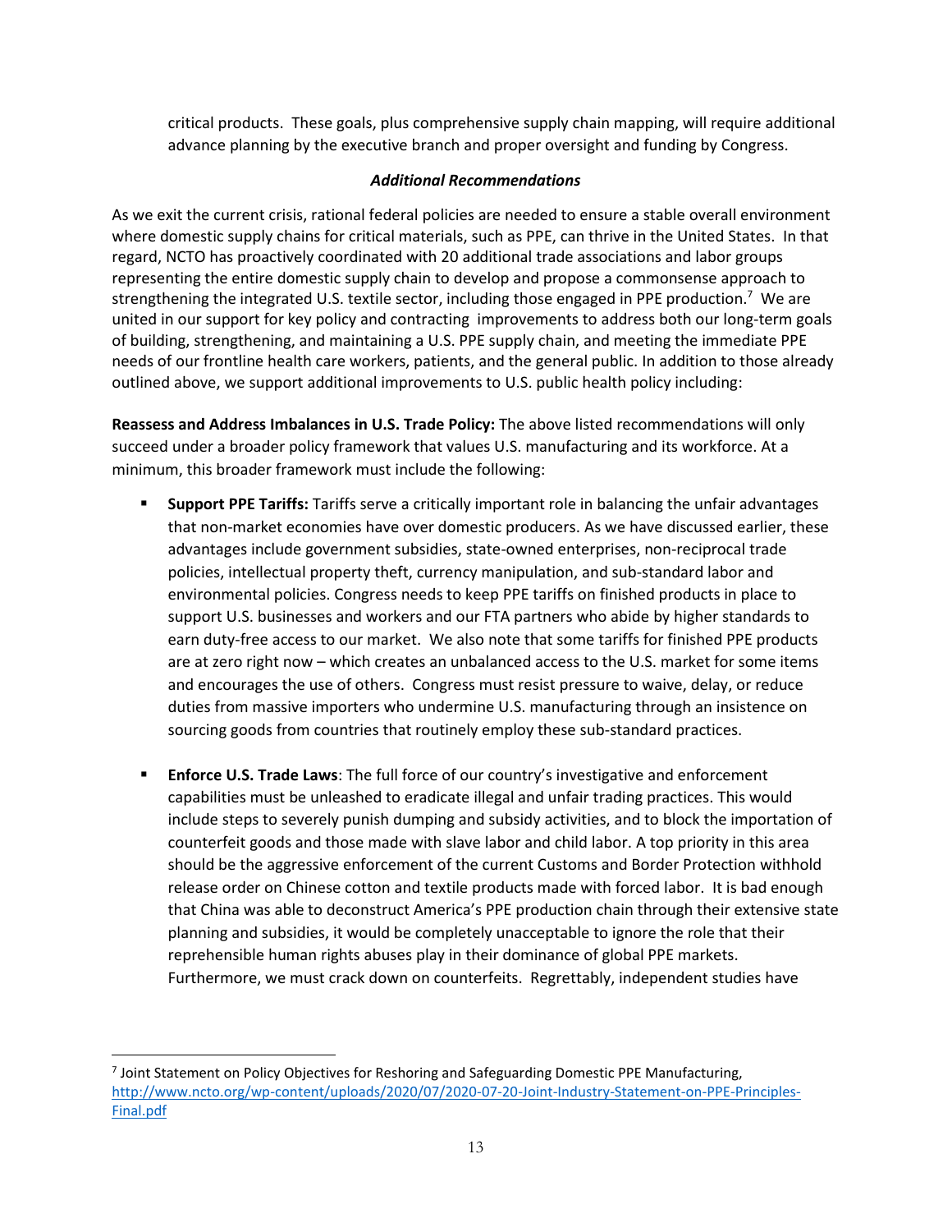critical products. These goals, plus comprehensive supply chain mapping, will require additional advance planning by the executive branch and proper oversight and funding by Congress.

***Additional Recommendations***

As we exit the current crisis, rational federal policies are needed to ensure a stable overall environment where domestic supply chains for critical materials, such as PPE, can thrive in the United States. In that regard, NCTO has proactively coordinated with 20 additional trade associations and labor groups representing the entire domestic supply chain to develop and propose a commonsense approach to strengthening the integrated U.S. textile sector, including those engaged in PPE production.[7] We are united in our support for key policy and contracting improvements to address both our long-term goals of building, strengthening, and maintaining a U.S. PPE supply chain, and meeting the immediate PPE needs of our frontline health care workers, patients, and the general public. In addition to those already outlined above, we support additional improvements to U.S. public health policy including:

**Reassess and Address Imbalances in U.S. Trade Policy:** The above listed recommendations will only succeed under a broader policy framework that values U.S. manufacturing and its workforce. At a minimum, this broader framework must include the following:

- **Support PPE Tariffs:** Tariffs serve a critically important role in balancing the unfair advantages that non-market economies have over domestic producers. As we have discussed earlier, these advantages include government subsidies, state-owned enterprises, non-reciprocal trade policies, intellectual property theft, currency manipulation, and sub-standard labor and environmental policies. Congress needs to keep PPE tariffs on finished products in place to support U.S. businesses and workers and our FTA partners who abide by higher standards to earn duty-free access to our market. We also note that some tariffs for finished PPE products are at zero right now – which creates an unbalanced access to the U.S. market for some items and encourages the use of others. Congress must resist pressure to waive, delay, or reduce duties from massive importers who undermine U.S. manufacturing through an insistence on sourcing goods from countries that routinely employ these sub-standard practices.

- **Enforce U.S. Trade Laws**: The full force of our country's investigative and enforcement capabilities must be unleashed to eradicate illegal and unfair trading practices. This would include steps to severely punish dumping and subsidy activities, and to block the importation of counterfeit goods and those made with slave labor and child labor. A top priority in this area should be the aggressive enforcement of the current Customs and Border Protection withhold release order on Chinese cotton and textile products made with forced labor. It is bad enough that China was able to deconstruct America's PPE production chain through their extensive state planning and subsidies, it would be completely unacceptable to ignore the role that their reprehensible human rights abuses play in their dominance of global PPE markets. Furthermore, we must crack down on counterfeits. Regrettably, independent studies have

---

[7] Joint Statement on Policy Objectives for Reshoring and Safeguarding Domestic PPE Manufacturing, http://www.ncto.org/wp-content/uploads/2020/07/2020-07-20-Joint-Industry-Statement-on-PPE-Principles-Final.pdf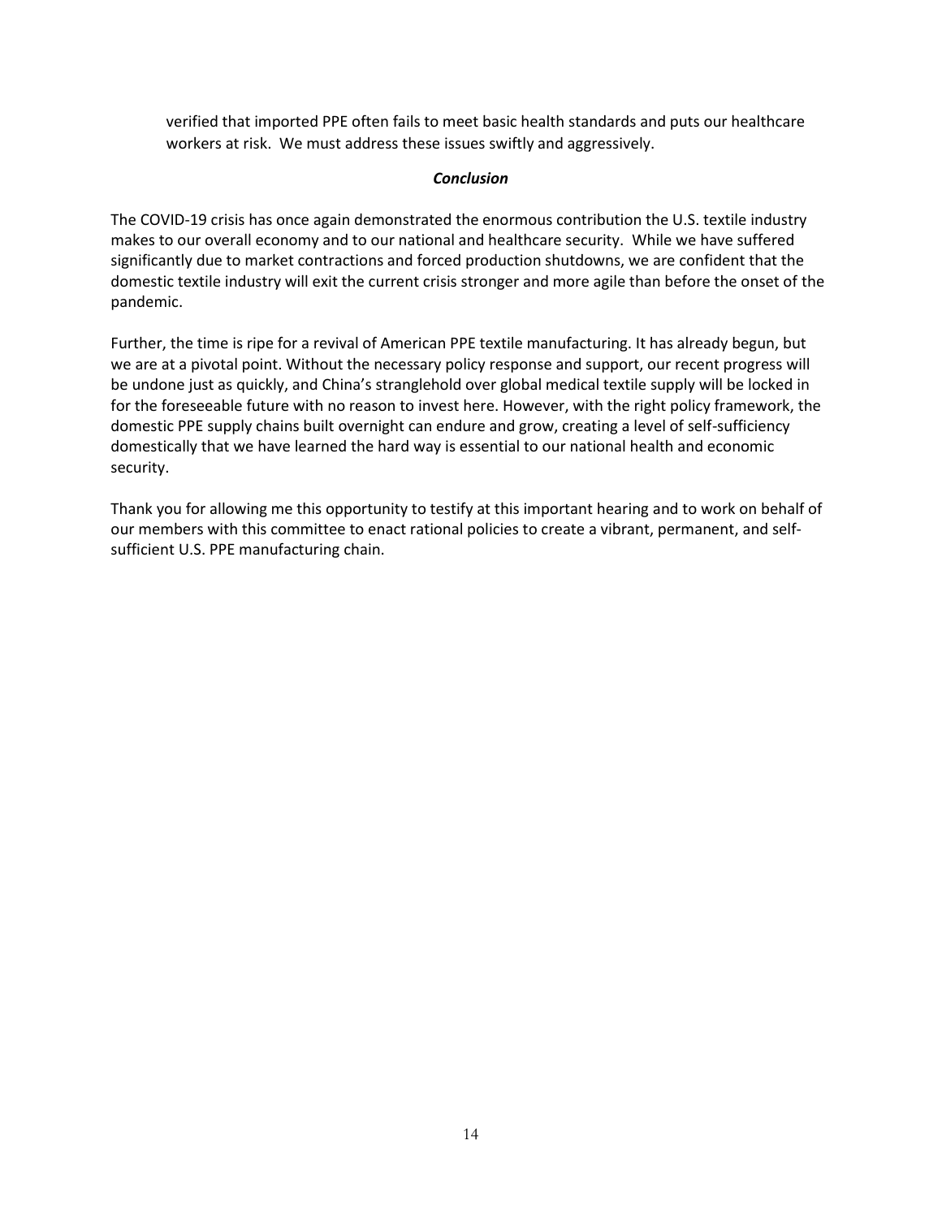verified that imported PPE often fails to meet basic health standards and puts our healthcare workers at risk. We must address these issues swiftly and aggressively.

***Conclusion***

The COVID-19 crisis has once again demonstrated the enormous contribution the U.S. textile industry makes to our overall economy and to our national and healthcare security. While we have suffered significantly due to market contractions and forced production shutdowns, we are confident that the domestic textile industry will exit the current crisis stronger and more agile than before the onset of the pandemic.

Further, the time is ripe for a revival of American PPE textile manufacturing. It has already begun, but we are at a pivotal point. Without the necessary policy response and support, our recent progress will be undone just as quickly, and China's stranglehold over global medical textile supply will be locked in for the foreseeable future with no reason to invest here. However, with the right policy framework, the domestic PPE supply chains built overnight can endure and grow, creating a level of self-sufficiency domestically that we have learned the hard way is essential to our national health and economic security.

Thank you for allowing me this opportunity to testify at this important hearing and to work on behalf of our members with this committee to enact rational policies to create a vibrant, permanent, and self-sufficient U.S. PPE manufacturing chain.